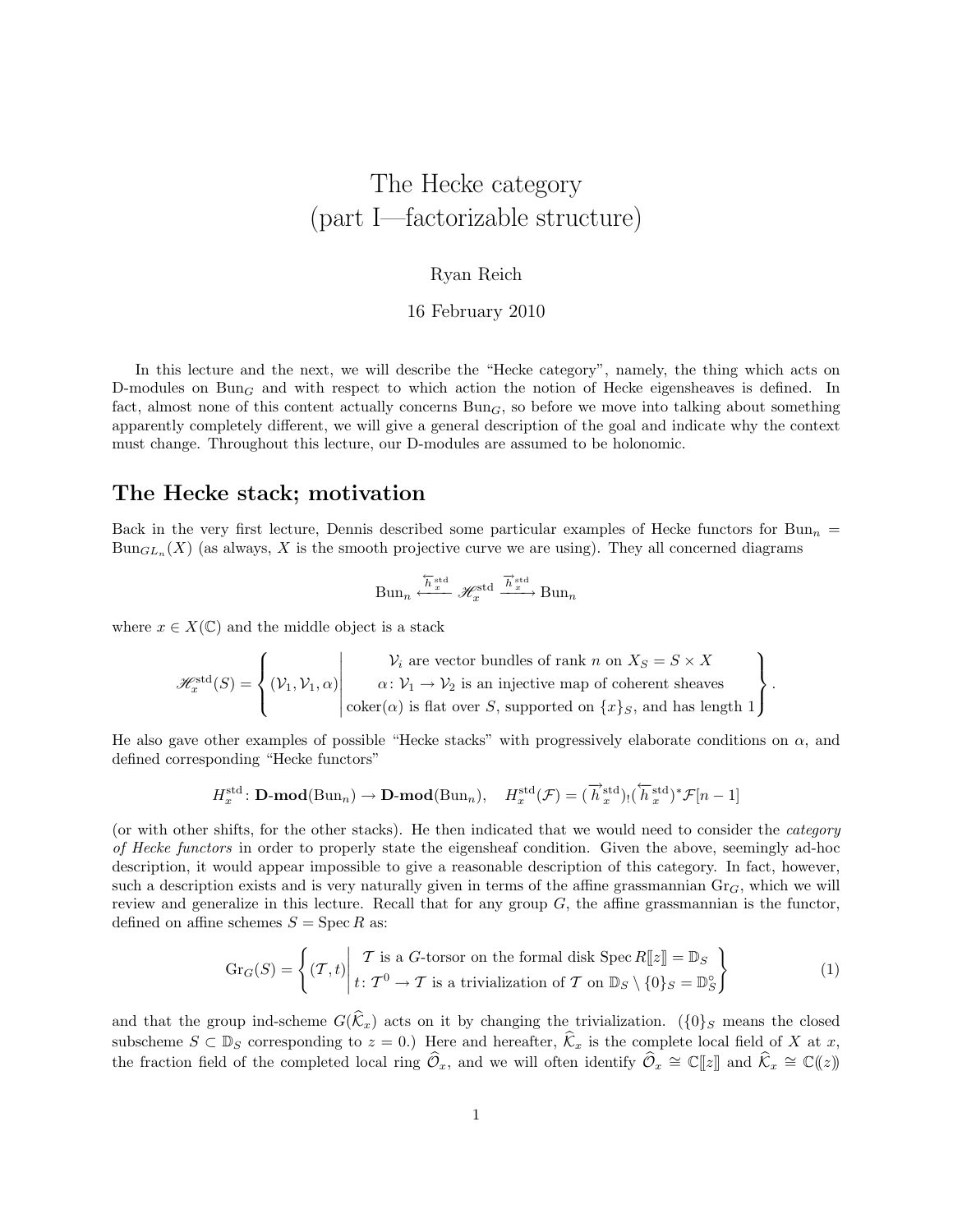# The Hecke category
# (part I—factorizable structure)

Ryan Reich

16 February 2010

In this lecture and the next, we will describe the "Hecke category", namely, the thing which acts on D-modules on $\mathrm{Bun}_G$ and with respect to which action the notion of Hecke eigensheaves is defined. In fact, almost none of this content actually concerns $\mathrm{Bun}_G$, so before we move into talking about something apparently completely different, we will give a general description of the goal and indicate why the context must change. Throughout this lecture, our D-modules are assumed to be holonomic.

## The Hecke stack; motivation

Back in the very first lecture, Dennis described some particular examples of Hecke functors for $\mathrm{Bun}_n = \mathrm{Bun}_{GL_n}(X)$ (as always, $X$ is the smooth projective curve we are using). They all concerned diagrams

$$\mathrm{Bun}_n \xleftarrow{\overleftarrow{h}_x^{\mathrm{std}}} \mathscr{H}_x^{\mathrm{std}} \xrightarrow{\overrightarrow{h}_x^{\mathrm{std}}} \mathrm{Bun}_n$$

where $x \in X(\mathbb{C})$ and the middle object is a stack

$$\mathscr{H}_x^{\mathrm{std}}(S) = \left\{ (\mathcal{V}_1, \mathcal{V}_1, \alpha) \middle| \begin{array}{c} \mathcal{V}_i \text{ are vector bundles of rank } n \text{ on } X_S = S \times X \\ \alpha \colon \mathcal{V}_1 \to \mathcal{V}_2 \text{ is an injective map of coherent sheaves} \\ \mathrm{coker}(\alpha) \text{ is flat over } S \text{, supported on } \{x\}_S \text{, and has length 1} \end{array} \right\}.$$

He also gave other examples of possible "Hecke stacks" with progressively elaborate conditions on $\alpha$, and defined corresponding "Hecke functors"

$$H_x^{\mathrm{std}} \colon \mathbf{D\text{-}mod}(\mathrm{Bun}_n) \to \mathbf{D\text{-}mod}(\mathrm{Bun}_n), \quad H_x^{\mathrm{std}}(\mathcal{F}) = (\overrightarrow{h}_x^{\mathrm{std}})_!(\overleftarrow{h}_x^{\mathrm{std}})^* \mathcal{F}[n-1]$$

(or with other shifts, for the other stacks). He then indicated that we would need to consider the *category of Hecke functors* in order to properly state the eigensheaf condition. Given the above, seemingly ad-hoc description, it would appear impossible to give a reasonable description of this category. In fact, however, such a description exists and is very naturally given in terms of the affine grassmannian $\mathrm{Gr}_G$, which we will review and generalize in this lecture. Recall that for any group $G$, the affine grassmannian is the functor, defined on affine schemes $S = \operatorname{Spec} R$ as:

$$\mathrm{Gr}_G(S) = \left\{ (\mathcal{T}, t) \middle| \begin{array}{c} \mathcal{T} \text{ is a } G\text{-torsor on the formal disk } \operatorname{Spec} R[\![z]\!] = \mathbb{D}_S \\ t \colon \mathcal{T}^0 \to \mathcal{T} \text{ is a trivialization of } \mathcal{T} \text{ on } \mathbb{D}_S \setminus \{0\}_S = \mathbb{D}_S^\circ \end{array} \right\} \tag{1}$$

and that the group ind-scheme $G(\widehat{\mathcal{K}}_x)$ acts on it by changing the trivialization. ($\{0\}_S$ means the closed subscheme $S \subset \mathbb{D}_S$ corresponding to $z = 0$.) Here and hereafter, $\widehat{\mathcal{K}}_x$ is the complete local field of $X$ at $x$, the fraction field of the completed local ring $\widehat{\mathcal{O}}_x$, and we will often identify $\widehat{\mathcal{O}}_x \cong \mathbb{C}[\![z]\!]$ and $\widehat{\mathcal{K}}_x \cong \mathbb{C}(\!(z)\!)$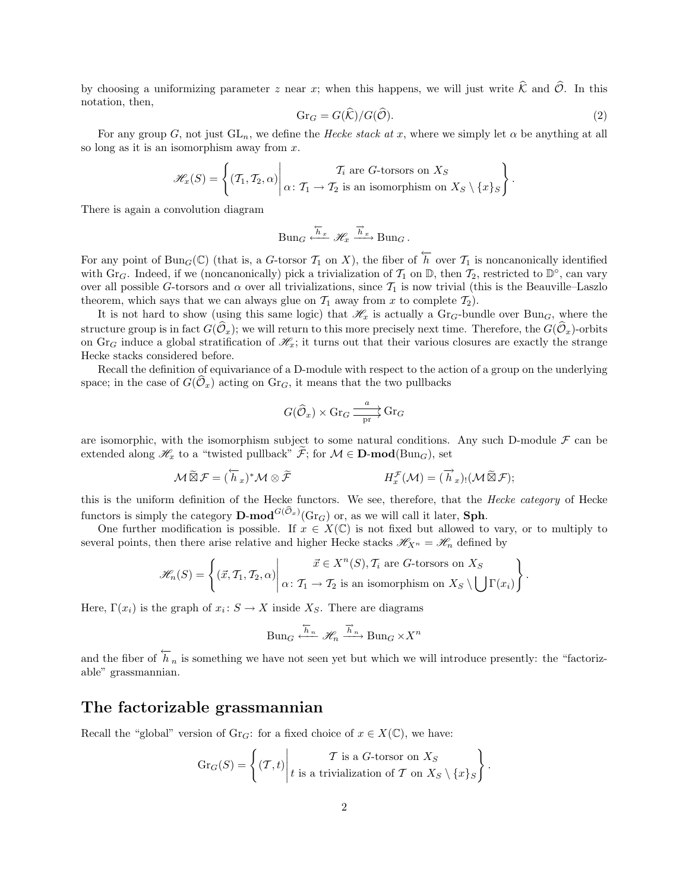by choosing a uniformizing parameter $z$ near $x$; when this happens, we will just write $\widehat{\mathcal{K}}$ and $\widehat{\mathcal{O}}$. In this notation, then,

$$\mathrm{Gr}_G = G(\widehat{\mathcal{K}})/G(\widehat{\mathcal{O}}). \tag{2}$$

For any group $G$, not just $\mathrm{GL}_n$, we define the *Hecke stack at* $x$, where we simply let $\alpha$ be anything at all so long as it is an isomorphism away from $x$.

$$\mathscr{H}_x(S) = \left\{ (\mathcal{T}_1, \mathcal{T}_2, \alpha) \,\middle|\, \begin{array}{c} \mathcal{T}_i \text{ are } G\text{-torsors on } X_S \\ \alpha\colon \mathcal{T}_1 \to \mathcal{T}_2 \text{ is an isomorphism on } X_S \setminus \{x\}_S \end{array} \right\}.$$

There is again a convolution diagram

$$\mathrm{Bun}_G \xleftarrow{\overleftarrow{h}_x} \mathscr{H}_x \xrightarrow{\overrightarrow{h}_x} \mathrm{Bun}_G.$$

For any point of $\mathrm{Bun}_G(\mathbb{C})$ (that is, a $G$-torsor $\mathcal{T}_1$ on $X$), the fiber of $\overleftarrow{h}$ over $\mathcal{T}_1$ is noncanonically identified with $\mathrm{Gr}_G$. Indeed, if we (noncanonically) pick a trivialization of $\mathcal{T}_1$ on $\mathbb{D}$, then $\mathcal{T}_2$, restricted to $\mathbb{D}^\circ$, can vary over all possible $G$-torsors and $\alpha$ over all trivializations, since $\mathcal{T}_1$ is now trivial (this is the Beauville–Laszlo theorem, which says that we can always glue on $\mathcal{T}_1$ away from $x$ to complete $\mathcal{T}_2$).

It is not hard to show (using this same logic) that $\mathscr{H}_x$ is actually a $\mathrm{Gr}_G$-bundle over $\mathrm{Bun}_G$, where the structure group is in fact $G(\widehat{\mathcal{O}}_x)$; we will return to this more precisely next time. Therefore, the $G(\widehat{\mathcal{O}}_x)$-orbits on $\mathrm{Gr}_G$ induce a global stratification of $\mathscr{H}_x$; it turns out that their various closures are exactly the strange Hecke stacks considered before.

Recall the definition of equivariance of a D-module with respect to the action of a group on the underlying space; in the case of $G(\widehat{\mathcal{O}}_x)$ acting on $\mathrm{Gr}_G$, it means that the two pullbacks

$$G(\widehat{\mathcal{O}}_x) \times \mathrm{Gr}_G \underset{\mathrm{pr}}{\overset{a}{\rightrightarrows}} \mathrm{Gr}_G$$

are isomorphic, with the isomorphism subject to some natural conditions. Any such D-module $\mathcal{F}$ can be extended along $\mathscr{H}_x$ to a "twisted pullback" $\widetilde{\mathcal{F}}$; for $\mathcal{M} \in \mathbf{D\text{-}mod}(\mathrm{Bun}_G)$, set

$$\mathcal{M} \mathbin{\widetilde{\boxtimes}} \mathcal{F} = (\overleftarrow{h}_x)^* \mathcal{M} \otimes \widetilde{\mathcal{F}} \qquad\qquad H_x^{\mathcal{F}}(\mathcal{M}) = (\overrightarrow{h}_x)_!(\mathcal{M} \mathbin{\widetilde{\boxtimes}} \mathcal{F});$$

this is the uniform definition of the Hecke functors. We see, therefore, that the *Hecke category* of Hecke functors is simply the category $\mathbf{D\text{-}mod}^{G(\widehat{\mathcal{O}}_x)}(\mathrm{Gr}_G)$ or, as we will call it later, $\mathbf{Sph}$.

One further modification is possible. If $x \in X(\mathbb{C})$ is not fixed but allowed to vary, or to multiply to several points, then there arise relative and higher Hecke stacks $\mathscr{H}_{X^n} = \mathscr{H}_n$ defined by

$$\mathscr{H}_n(S) = \left\{ (\vec{x}, \mathcal{T}_1, \mathcal{T}_2, \alpha) \,\middle|\, \begin{array}{c} \vec{x} \in X^n(S), \mathcal{T}_i \text{ are } G\text{-torsors on } X_S \\ \alpha\colon \mathcal{T}_1 \to \mathcal{T}_2 \text{ is an isomorphism on } X_S \setminus \bigcup \Gamma(x_i) \end{array} \right\}.$$

Here, $\Gamma(x_i)$ is the graph of $x_i\colon S \to X$ inside $X_S$. There are diagrams

$$\mathrm{Bun}_G \xleftarrow{\overleftarrow{h}_n} \mathscr{H}_n \xrightarrow{\overrightarrow{h}_n} \mathrm{Bun}_G \times X^n$$

and the fiber of $\overleftarrow{h}_n$ is something we have not seen yet but which we will introduce presently: the "factorizable" grassmannian.

## The factorizable grassmannian

Recall the "global" version of $\mathrm{Gr}_G$: for a fixed choice of $x \in X(\mathbb{C})$, we have:

$$\mathrm{Gr}_G(S) = \left\{ (\mathcal{T}, t) \,\middle|\, \begin{array}{c} \mathcal{T} \text{ is a } G\text{-torsor on } X_S \\ t \text{ is a trivialization of } \mathcal{T} \text{ on } X_S \setminus \{x\}_S \end{array} \right\}.$$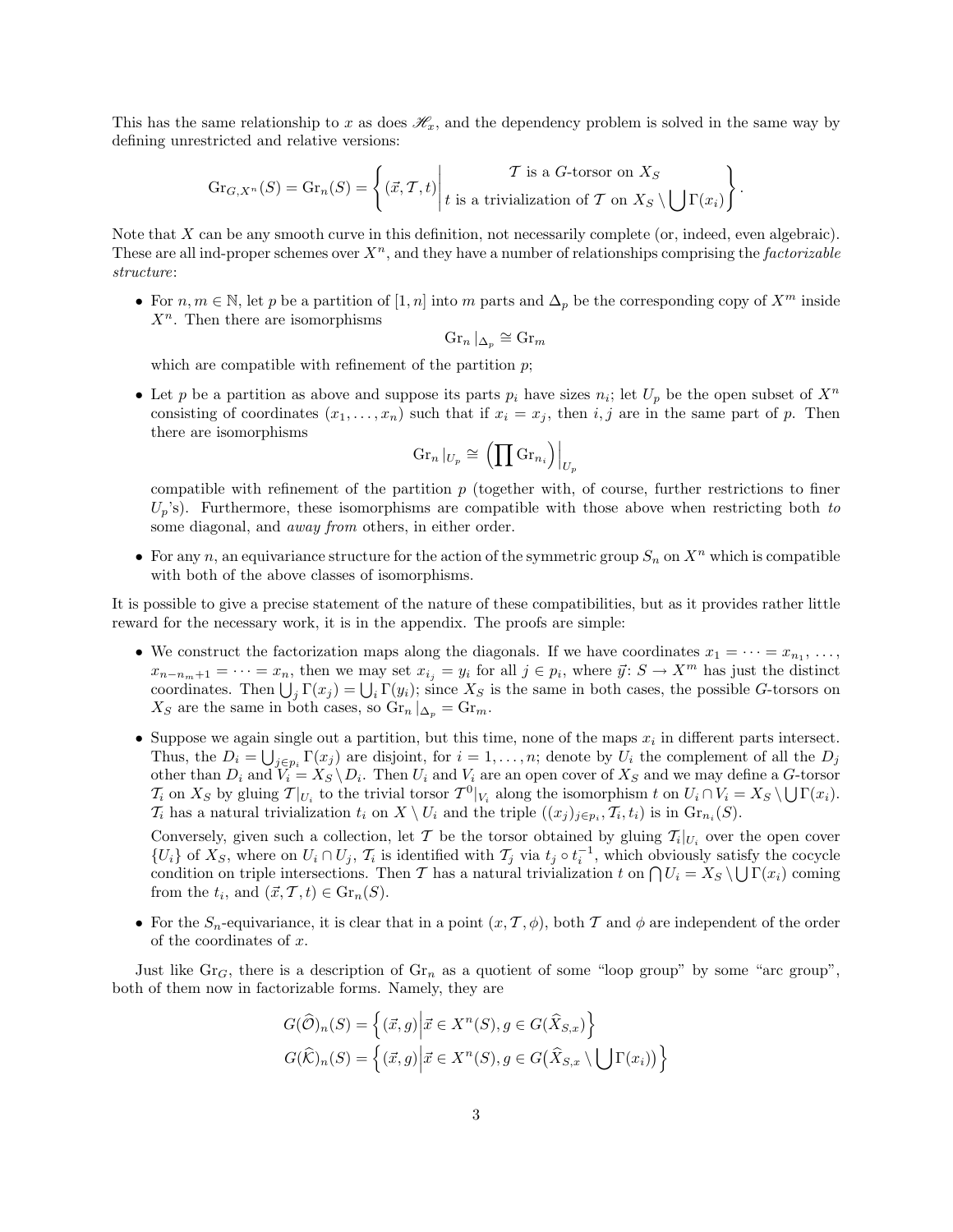This has the same relationship to $x$ as does $\mathscr{H}_x$, and the dependency problem is solved in the same way by defining unrestricted and relative versions:

$$
\mathrm{Gr}_{G,X^n}(S) = \mathrm{Gr}_n(S) = \left\{ (\vec{x}, \mathcal{T}, t) \middle| \begin{array}{c} \mathcal{T} \text{ is a } G\text{-torsor on } X_S \\ t \text{ is a trivialization of } \mathcal{T} \text{ on } X_S \setminus \bigcup \Gamma(x_i) \end{array} \right\}.
$$

Note that $X$ can be any smooth curve in this definition, not necessarily complete (or, indeed, even algebraic). These are all ind-proper schemes over $X^n$, and they have a number of relationships comprising the *factorizable structure*:

- For $n, m \in \mathbb{N}$, let $p$ be a partition of $[1, n]$ into $m$ parts and $\Delta_p$ be the corresponding copy of $X^m$ inside $X^n$. Then there are isomorphisms

  $$\mathrm{Gr}_n |_{\Delta_p} \cong \mathrm{Gr}_m$$

  which are compatible with refinement of the partition $p$;

- Let $p$ be a partition as above and suppose its parts $p_i$ have sizes $n_i$; let $U_p$ be the open subset of $X^n$ consisting of coordinates $(x_1, \dots, x_n)$ such that if $x_i = x_j$, then $i, j$ are in the same part of $p$. Then there are isomorphisms

  $$\mathrm{Gr}_n |_{U_p} \cong \left( \prod \mathrm{Gr}_{n_i} \right) \Big|_{U_p}$$

  compatible with refinement of the partition $p$ (together with, of course, further restrictions to finer $U_p$'s). Furthermore, these isomorphisms are compatible with those above when restricting both *to* some diagonal, and *away from* others, in either order.

- For any $n$, an equivariance structure for the action of the symmetric group $S_n$ on $X^n$ which is compatible with both of the above classes of isomorphisms.

It is possible to give a precise statement of the nature of these compatibilities, but as it provides rather little reward for the necessary work, it is in the appendix. The proofs are simple:

- We construct the factorization maps along the diagonals. If we have coordinates $x_1 = \dots = x_{n_1}, \dots, x_{n-n_m+1} = \dots = x_n$, then we may set $x_{i_j} = y_i$ for all $j \in p_i$, where $\vec{y} \colon S \to X^m$ has just the distinct coordinates. Then $\bigcup_j \Gamma(x_j) = \bigcup_i \Gamma(y_i)$; since $X_S$ is the same in both cases, the possible $G$-torsors on $X_S$ are the same in both cases, so $\mathrm{Gr}_n |_{\Delta_p} = \mathrm{Gr}_m$.

- Suppose we again single out a partition, but this time, none of the maps $x_i$ in different parts intersect. Thus, the $D_i = \bigcup_{j \in p_i} \Gamma(x_j)$ are disjoint, for $i = 1, \dots, n$; denote by $U_i$ the complement of all the $D_j$ other than $D_i$ and $V_i = X_S \setminus D_i$. Then $U_i$ and $V_i$ are an open cover of $X_S$ and we may define a $G$-torsor $\mathcal{T}_i$ on $X_S$ by gluing $\mathcal{T}|_{U_i}$ to the trivial torsor $\mathcal{T}^0|_{V_i}$ along the isomorphism $t$ on $U_i \cap V_i = X_S \setminus \bigcup \Gamma(x_i)$. $\mathcal{T}_i$ has a natural trivialization $t_i$ on $X \setminus U_i$ and the triple $((x_j)_{j \in p_i}, \mathcal{T}_i, t_i)$ is in $\mathrm{Gr}_{n_i}(S)$.

  Conversely, given such a collection, let $\mathcal{T}$ be the torsor obtained by gluing $\mathcal{T}_i|_{U_i}$ over the open cover $\{U_i\}$ of $X_S$, where on $U_i \cap U_j$, $\mathcal{T}_i$ is identified with $\mathcal{T}_j$ via $t_j \circ t_i^{-1}$, which obviously satisfy the cocycle condition on triple intersections. Then $\mathcal{T}$ has a natural trivialization $t$ on $\bigcap U_i = X_S \setminus \bigcup \Gamma(x_i)$ coming from the $t_i$, and $(\vec{x}, \mathcal{T}, t) \in \mathrm{Gr}_n(S)$.

- For the $S_n$-equivariance, it is clear that in a point $(x, \mathcal{T}, \phi)$, both $\mathcal{T}$ and $\phi$ are independent of the order of the coordinates of $x$.

Just like $\mathrm{Gr}_G$, there is a description of $\mathrm{Gr}_n$ as a quotient of some "loop group" by some "arc group", both of them now in factorizable forms. Namely, they are

$$
\begin{aligned}
G(\widehat{\mathcal{O}})_n(S) &= \left\{ (\vec{x}, g) \middle| \vec{x} \in X^n(S), g \in G(\widehat{X}_{S,x}) \right\} \\
G(\widehat{\mathcal{K}})_n(S) &= \left\{ (\vec{x}, g) \middle| \vec{x} \in X^n(S), g \in G\big(\widehat{X}_{S,x} \setminus \bigcup \Gamma(x_i)\big) \right\}
\end{aligned}
$$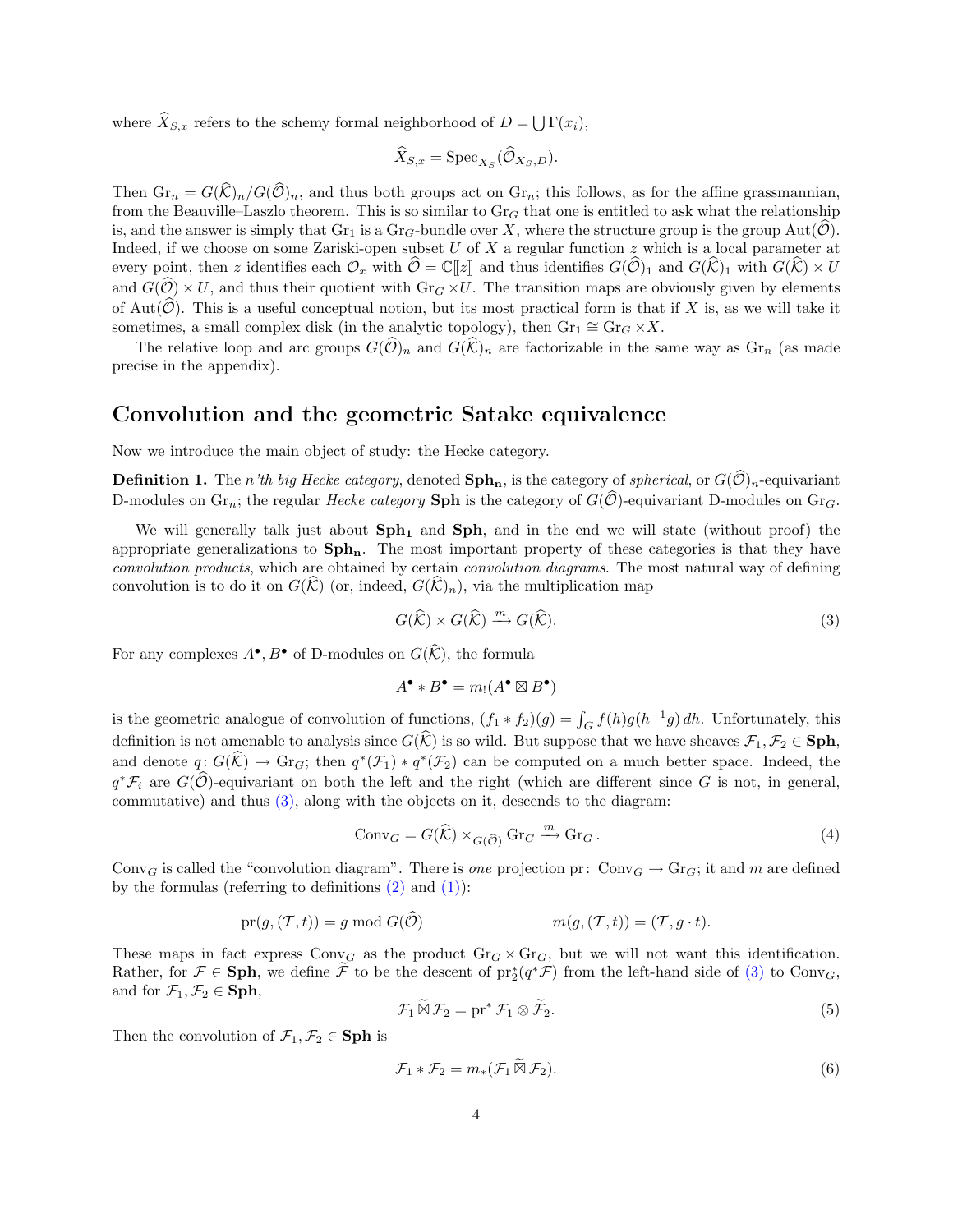where $\widehat{X}_{S,x}$ refers to the schemy formal neighborhood of $D = \bigcup \Gamma(x_i)$,

$$\widehat{X}_{S,x} = \operatorname{Spec}_{X_S}(\widehat{\mathcal{O}}_{X_S,D}).$$

Then $\operatorname{Gr}_n = G(\widehat{\mathcal{K}})_n / G(\widehat{\mathcal{O}})_n$, and thus both groups act on $\operatorname{Gr}_n$; this follows, as for the affine grassmannian, from the Beauville–Laszlo theorem. This is so similar to $\operatorname{Gr}_G$ that one is entitled to ask what the relationship is, and the answer is simply that $\operatorname{Gr}_1$ is a $\operatorname{Gr}_G$-bundle over $X$, where the structure group is the group $\operatorname{Aut}(\widehat{\mathcal{O}})$. Indeed, if we choose on some Zariski-open subset $U$ of $X$ a regular function $z$ which is a local parameter at every point, then $z$ identifies each $\mathcal{O}_x$ with $\widehat{\mathcal{O}} = \mathbb{C}[\![z]\!]$ and thus identifies $G(\widehat{\mathcal{O}})_1$ and $G(\widehat{\mathcal{K}})_1$ with $G(\widehat{\mathcal{K}}) \times U$ and $G(\widehat{\mathcal{O}}) \times U$, and thus their quotient with $\operatorname{Gr}_G \times U$. The transition maps are obviously given by elements of $\operatorname{Aut}(\widehat{\mathcal{O}})$. This is a useful conceptual notion, but its most practical form is that if $X$ is, as we will take it sometimes, a small complex disk (in the analytic topology), then $\operatorname{Gr}_1 \cong \operatorname{Gr}_G \times X$.

The relative loop and arc groups $G(\widehat{\mathcal{O}})_n$ and $G(\widehat{\mathcal{K}})_n$ are factorizable in the same way as $\operatorname{Gr}_n$ (as made precise in the appendix).

## Convolution and the geometric Satake equivalence

Now we introduce the main object of study: the Hecke category.

**Definition 1.** The *n'th big Hecke category*, denoted $\mathbf{Sph_n}$, is the category of *spherical*, or $G(\widehat{\mathcal{O}})_n$-equivariant D-modules on $\operatorname{Gr}_n$; the regular *Hecke category* $\mathbf{Sph}$ is the category of $G(\widehat{\mathcal{O}})$-equivariant D-modules on $\operatorname{Gr}_G$.

We will generally talk just about $\mathbf{Sph_1}$ and $\mathbf{Sph}$, and in the end we will state (without proof) the appropriate generalizations to $\mathbf{Sph_n}$. The most important property of these categories is that they have *convolution products*, which are obtained by certain *convolution diagrams*. The most natural way of defining convolution is to do it on $G(\widehat{\mathcal{K}})$ (or, indeed, $G(\widehat{\mathcal{K}})_n$), via the multiplication map

$$G(\widehat{\mathcal{K}}) \times G(\widehat{\mathcal{K}}) \xrightarrow{m} G(\widehat{\mathcal{K}}). \tag{3}$$

For any complexes $A^\bullet, B^\bullet$ of D-modules on $G(\widehat{\mathcal{K}})$, the formula

$$A^\bullet * B^\bullet = m_!(A^\bullet \boxtimes B^\bullet)$$

is the geometric analogue of convolution of functions, $(f_1 * f_2)(g) = \int_G f(h) g(h^{-1}g)\, dh$. Unfortunately, this definition is not amenable to analysis since $G(\widehat{\mathcal{K}})$ is so wild. But suppose that we have sheaves $\mathcal{F}_1, \mathcal{F}_2 \in \mathbf{Sph}$, and denote $q\colon G(\widehat{\mathcal{K}}) \to \operatorname{Gr}_G$; then $q^*(\mathcal{F}_1) * q^*(\mathcal{F}_2)$ can be computed on a much better space. Indeed, the $q^*\mathcal{F}_i$ are $G(\widehat{\mathcal{O}})$-equivariant on both the left and the right (which are different since $G$ is not, in general, commutative) and thus (3), along with the objects on it, descends to the diagram:

$$\operatorname{Conv}_G = G(\widehat{\mathcal{K}}) \times_{G(\widehat{\mathcal{O}})} \operatorname{Gr}_G \xrightarrow{m} \operatorname{Gr}_G. \tag{4}$$

$\operatorname{Conv}_G$ is called the "convolution diagram". There is *one* projection $\operatorname{pr}\colon \operatorname{Conv}_G \to \operatorname{Gr}_G$; it and $m$ are defined by the formulas (referring to definitions (2) and (1)):

$$\operatorname{pr}(g, (\mathcal{T}, t)) = g \bmod G(\widehat{\mathcal{O}}) \qquad\qquad m(g, (\mathcal{T}, t)) = (\mathcal{T}, g \cdot t).$$

These maps in fact express $\operatorname{Conv}_G$ as the product $\operatorname{Gr}_G \times \operatorname{Gr}_G$, but we will not want this identification. Rather, for $\mathcal{F} \in \mathbf{Sph}$, we define $\widetilde{\mathcal{F}}$ to be the descent of $\operatorname{pr}_2^*(q^*\mathcal{F})$ from the left-hand side of (3) to $\operatorname{Conv}_G$, and for $\mathcal{F}_1, \mathcal{F}_2 \in \mathbf{Sph}$,

$$\mathcal{F}_1 \mathbin{\widetilde{\boxtimes}} \mathcal{F}_2 = \operatorname{pr}^* \mathcal{F}_1 \otimes \widetilde{\mathcal{F}}_2. \tag{5}$$

Then the convolution of $\mathcal{F}_1, \mathcal{F}_2 \in \mathbf{Sph}$ is

$$\mathcal{F}_1 * \mathcal{F}_2 = m_*(\mathcal{F}_1 \mathbin{\widetilde{\boxtimes}} \mathcal{F}_2). \tag{6}$$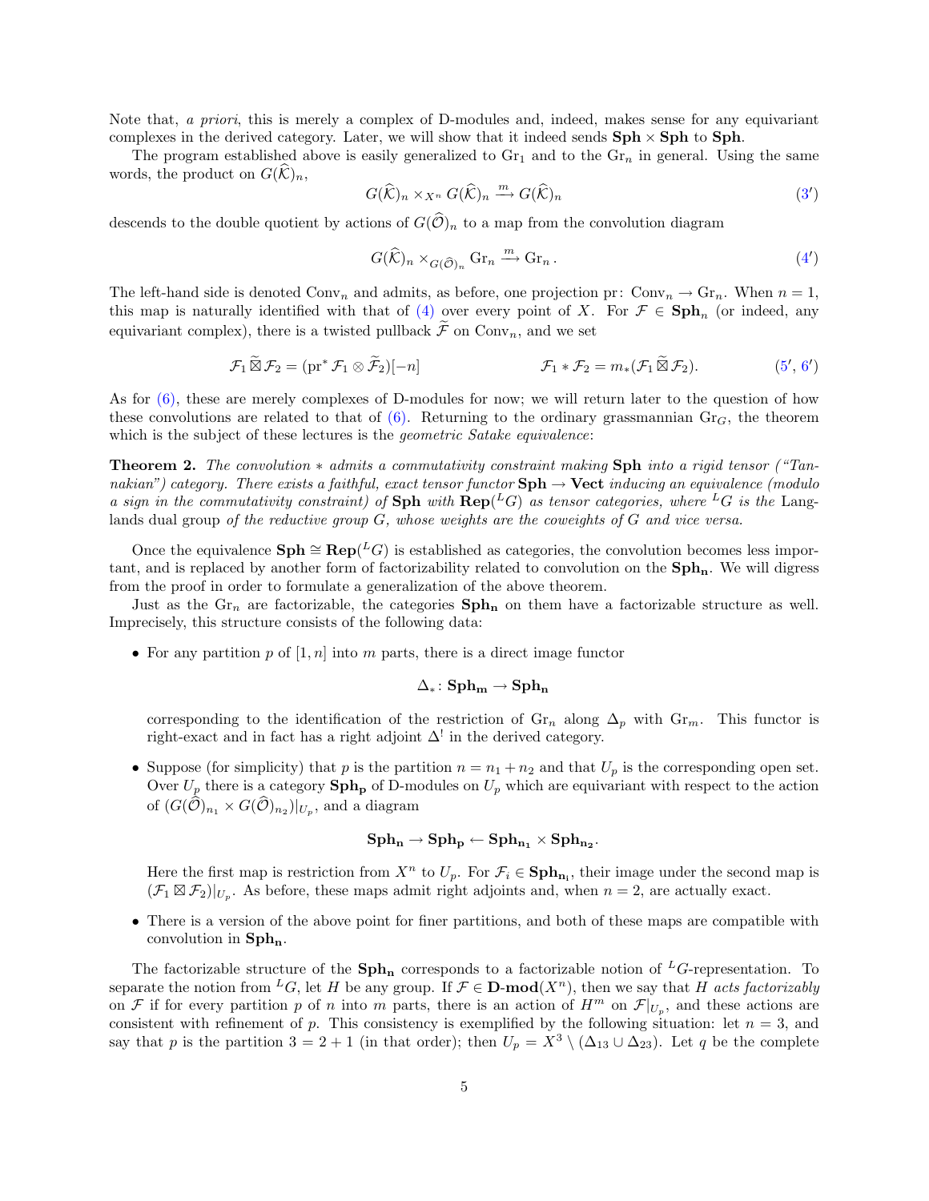Note that, *a priori*, this is merely a complex of D-modules and, indeed, makes sense for any equivariant complexes in the derived category. Later, we will show that it indeed sends $\mathbf{Sph} \times \mathbf{Sph}$ to $\mathbf{Sph}$.

The program established above is easily generalized to $\mathrm{Gr}_1$ and to the $\mathrm{Gr}_n$ in general. Using the same words, the product on $G(\widehat{\mathcal{K}})_n$,

$$G(\widehat{\mathcal{K}})_n \times_{X^n} G(\widehat{\mathcal{K}})_n \xrightarrow{m} G(\widehat{\mathcal{K}})_n \tag{3'}$$

descends to the double quotient by actions of $G(\widehat{\mathcal{O}})_n$ to a map from the convolution diagram

$$G(\widehat{\mathcal{K}})_n \times_{G(\widehat{\mathcal{O}})_n} \mathrm{Gr}_n \xrightarrow{m} \mathrm{Gr}_n\,. \tag{4'}$$

The left-hand side is denoted $\mathrm{Conv}_n$ and admits, as before, one projection $\mathrm{pr}\colon \mathrm{Conv}_n \to \mathrm{Gr}_n$. When $n = 1$, this map is naturally identified with that of (4) over every point of $X$. For $\mathcal{F} \in \mathbf{Sph}_n$ (or indeed, any equivariant complex), there is a twisted pullback $\widetilde{\mathcal{F}}$ on $\mathrm{Conv}_n$, and we set

$$\mathcal{F}_1 \mathbin{\widetilde{\boxtimes}} \mathcal{F}_2 = (\mathrm{pr}^* \mathcal{F}_1 \otimes \widetilde{\mathcal{F}}_2)[-n] \qquad\qquad \mathcal{F}_1 * \mathcal{F}_2 = m_*(\mathcal{F}_1 \mathbin{\widetilde{\boxtimes}} \mathcal{F}_2). \tag{5', 6'}$$

As for (6), these are merely complexes of D-modules for now; we will return later to the question of how these convolutions are related to that of (6). Returning to the ordinary grassmannian $\mathrm{Gr}_G$, the theorem which is the subject of these lectures is the *geometric Satake equivalence*:

**Theorem 2.** *The convolution $*$ admits a commutativity constraint making* $\mathbf{Sph}$ *into a rigid tensor ("Tannakian") category. There exists a faithful, exact tensor functor* $\mathbf{Sph} \to \mathbf{Vect}$ *inducing an equivalence (modulo a sign in the commutativity constraint) of* $\mathbf{Sph}$ *with* $\mathbf{Rep}({}^LG)$ *as tensor categories, where ${}^LG$ is the* Langlands dual group *of the reductive group $G$, whose weights are the coweights of $G$ and vice versa.*

Once the equivalence $\mathbf{Sph} \cong \mathbf{Rep}({}^LG)$ is established as categories, the convolution becomes less important, and is replaced by another form of factorizability related to convolution on the $\mathbf{Sph_n}$. We will digress from the proof in order to formulate a generalization of the above theorem.

Just as the $\mathrm{Gr}_n$ are factorizable, the categories $\mathbf{Sph_n}$ on them have a factorizable structure as well. Imprecisely, this structure consists of the following data:

- For any partition $p$ of $[1, n]$ into $m$ parts, there is a direct image functor

  $$\Delta_*\colon \mathbf{Sph_m} \to \mathbf{Sph_n}$$

  corresponding to the identification of the restriction of $\mathrm{Gr}_n$ along $\Delta_p$ with $\mathrm{Gr}_m$. This functor is right-exact and in fact has a right adjoint $\Delta^!$ in the derived category.

- Suppose (for simplicity) that $p$ is the partition $n = n_1 + n_2$ and that $U_p$ is the corresponding open set. Over $U_p$ there is a category $\mathbf{Sph_p}$ of D-modules on $U_p$ which are equivariant with respect to the action of $(G(\widehat{\mathcal{O}})_{n_1} \times G(\widehat{\mathcal{O}})_{n_2})|_{U_p}$, and a diagram

  $$\mathbf{Sph_n} \to \mathbf{Sph_p} \leftarrow \mathbf{Sph_{n_1}} \times \mathbf{Sph_{n_2}}.$$

  Here the first map is restriction from $X^n$ to $U_p$. For $\mathcal{F}_i \in \mathbf{Sph_{n_i}}$, their image under the second map is $(\mathcal{F}_1 \boxtimes \mathcal{F}_2)|_{U_p}$. As before, these maps admit right adjoints and, when $n = 2$, are actually exact.

- There is a version of the above point for finer partitions, and both of these maps are compatible with convolution in $\mathbf{Sph_n}$.

The factorizable structure of the $\mathbf{Sph_n}$ corresponds to a factorizable notion of ${}^LG$-representation. To separate the notion from ${}^LG$, let $H$ be any group. If $\mathcal{F} \in \mathbf{D\text{-}mod}(X^n)$, then we say that *$H$ acts factorizably* on $\mathcal{F}$ if for every partition $p$ of $n$ into $m$ parts, there is an action of $H^m$ on $\mathcal{F}|_{U_p}$, and these actions are consistent with refinement of $p$. This consistency is exemplified by the following situation: let $n = 3$, and say that $p$ is the partition $3 = 2 + 1$ (in that order); then $U_p = X^3 \setminus (\Delta_{13} \cup \Delta_{23})$. Let $q$ be the complete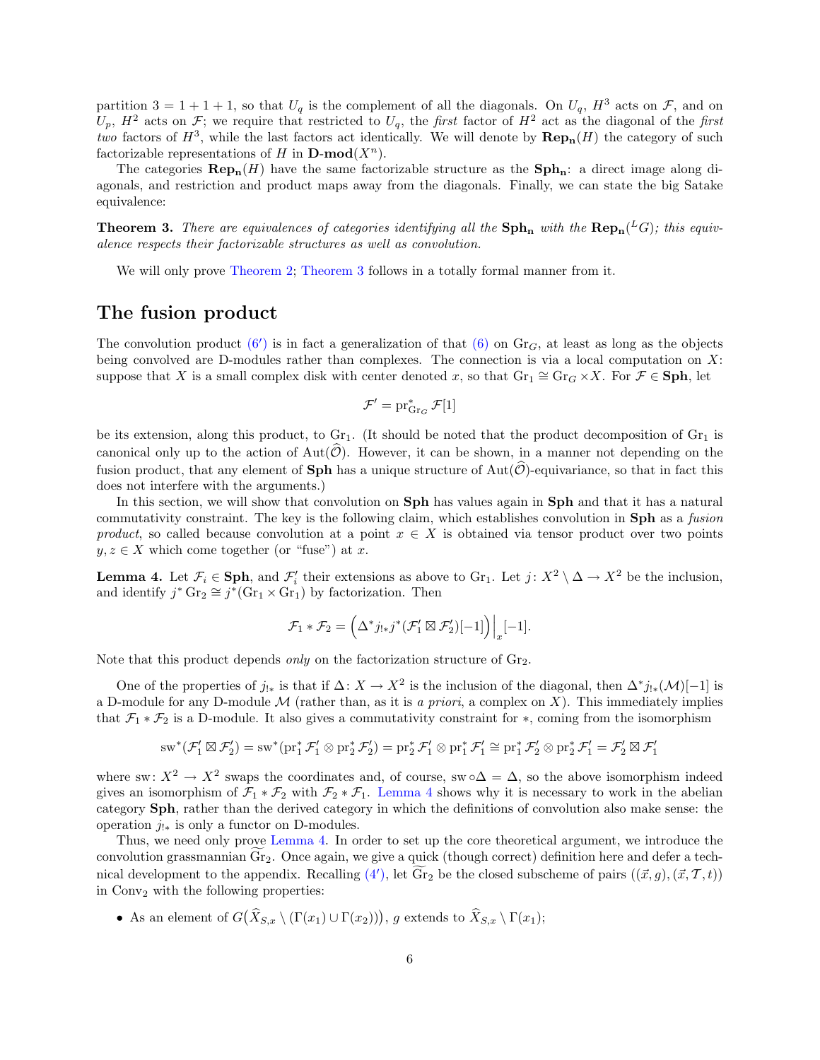partition $3 = 1+1+1$, so that $U_q$ is the complement of all the diagonals. On $U_q$, $H^3$ acts on $\mathcal{F}$, and on $U_p$, $H^2$ acts on $\mathcal{F}$; we require that restricted to $U_q$, the *first* factor of $H^2$ act as the diagonal of the *first two* factors of $H^3$, while the last factors act identically. We will denote by $\mathbf{Rep_n}(H)$ the category of such factorizable representations of $H$ in $\mathbf{D\text{-}mod}(X^n)$.

The categories $\mathbf{Rep_n}(H)$ have the same factorizable structure as the $\mathbf{Sph_n}$: a direct image along diagonals, and restriction and product maps away from the diagonals. Finally, we can state the big Satake equivalence:

**Theorem 3.** *There are equivalences of categories identifying all the* $\mathbf{Sph_n}$ *with the* $\mathbf{Rep_n}({}^L G)$*; this equivalence respects their factorizable structures as well as convolution.*

We will only prove Theorem 2; Theorem 3 follows in a totally formal manner from it.

## The fusion product

The convolution product (6′) is in fact a generalization of that (6) on $\mathrm{Gr}_G$, at least as long as the objects being convolved are D-modules rather than complexes. The connection is via a local computation on $X$: suppose that $X$ is a small complex disk with center denoted $x$, so that $\mathrm{Gr}_1 \cong \mathrm{Gr}_G \times X$. For $\mathcal{F} \in \mathbf{Sph}$, let

$$\mathcal{F}' = \mathrm{pr}_{\mathrm{Gr}_G}^* \mathcal{F}[1]$$

be its extension, along this product, to $\mathrm{Gr}_1$. (It should be noted that the product decomposition of $\mathrm{Gr}_1$ is canonical only up to the action of $\mathrm{Aut}(\widehat{\mathcal{O}})$. However, it can be shown, in a manner not depending on the fusion product, that any element of $\mathbf{Sph}$ has a unique structure of $\mathrm{Aut}(\widehat{\mathcal{O}})$-equivariance, so that in fact this does not interfere with the arguments.)

In this section, we will show that convolution on $\mathbf{Sph}$ has values again in $\mathbf{Sph}$ and that it has a natural commutativity constraint. The key is the following claim, which establishes convolution in $\mathbf{Sph}$ as a *fusion product*, so called because convolution at a point $x \in X$ is obtained via tensor product over two points $y, z \in X$ which come together (or "fuse") at $x$.

**Lemma 4.** Let $\mathcal{F}_i \in \mathbf{Sph}$, and $\mathcal{F}_i'$ their extensions as above to $\mathrm{Gr}_1$. Let $j\colon X^2 \setminus \Delta \to X^2$ be the inclusion, and identify $j^* \mathrm{Gr}_2 \cong j^*(\mathrm{Gr}_1 \times \mathrm{Gr}_1)$ by factorization. Then

$$\mathcal{F}_1 * \mathcal{F}_2 = \Big(\Delta^* j_{!*} j^* (\mathcal{F}_1' \boxtimes \mathcal{F}_2')[-1]\Big)\Big|_x [-1].$$

Note that this product depends *only* on the factorization structure of $\mathrm{Gr}_2$.

One of the properties of $j_{!*}$ is that if $\Delta\colon X \to X^2$ is the inclusion of the diagonal, then $\Delta^* j_{!*}(\mathcal{M})[-1]$ is a D-module for any D-module $\mathcal{M}$ (rather than, as it is *a priori*, a complex on $X$). This immediately implies that $\mathcal{F}_1 * \mathcal{F}_2$ is a D-module. It also gives a commutativity constraint for $*$, coming from the isomorphism

$$\mathrm{sw}^*(\mathcal{F}_1' \boxtimes \mathcal{F}_2') = \mathrm{sw}^*(\mathrm{pr}_1^* \mathcal{F}_1' \otimes \mathrm{pr}_2^* \mathcal{F}_2') = \mathrm{pr}_2^* \mathcal{F}_1' \otimes \mathrm{pr}_1^* \mathcal{F}_1' \cong \mathrm{pr}_1^* \mathcal{F}_2' \otimes \mathrm{pr}_2^* \mathcal{F}_1' = \mathcal{F}_2' \boxtimes \mathcal{F}_1'$$

where $\mathrm{sw}\colon X^2 \to X^2$ swaps the coordinates and, of course, $\mathrm{sw} \circ \Delta = \Delta$, so the above isomorphism indeed gives an isomorphism of $\mathcal{F}_1 * \mathcal{F}_2$ with $\mathcal{F}_2 * \mathcal{F}_1$. Lemma 4 shows why it is necessary to work in the abelian category $\mathbf{Sph}$, rather than the derived category in which the definitions of convolution also make sense: the operation $j_{!*}$ is only a functor on D-modules.

Thus, we need only prove Lemma 4. In order to set up the core theoretical argument, we introduce the convolution grassmannian $\widetilde{\mathrm{Gr}}_2$. Once again, we give a quick (though correct) definition here and defer a technical development to the appendix. Recalling (4′), let $\widetilde{\mathrm{Gr}}_2$ be the closed subscheme of pairs $((\vec{x}, g), (\vec{x}, \mathcal{T}, t))$ in $\mathrm{Conv}_2$ with the following properties:

- As an element of $G\big(\widehat{X}_{S,x} \setminus (\Gamma(x_1) \cup \Gamma(x_2))\big)$, $g$ extends to $\widehat{X}_{S,x} \setminus \Gamma(x_1)$;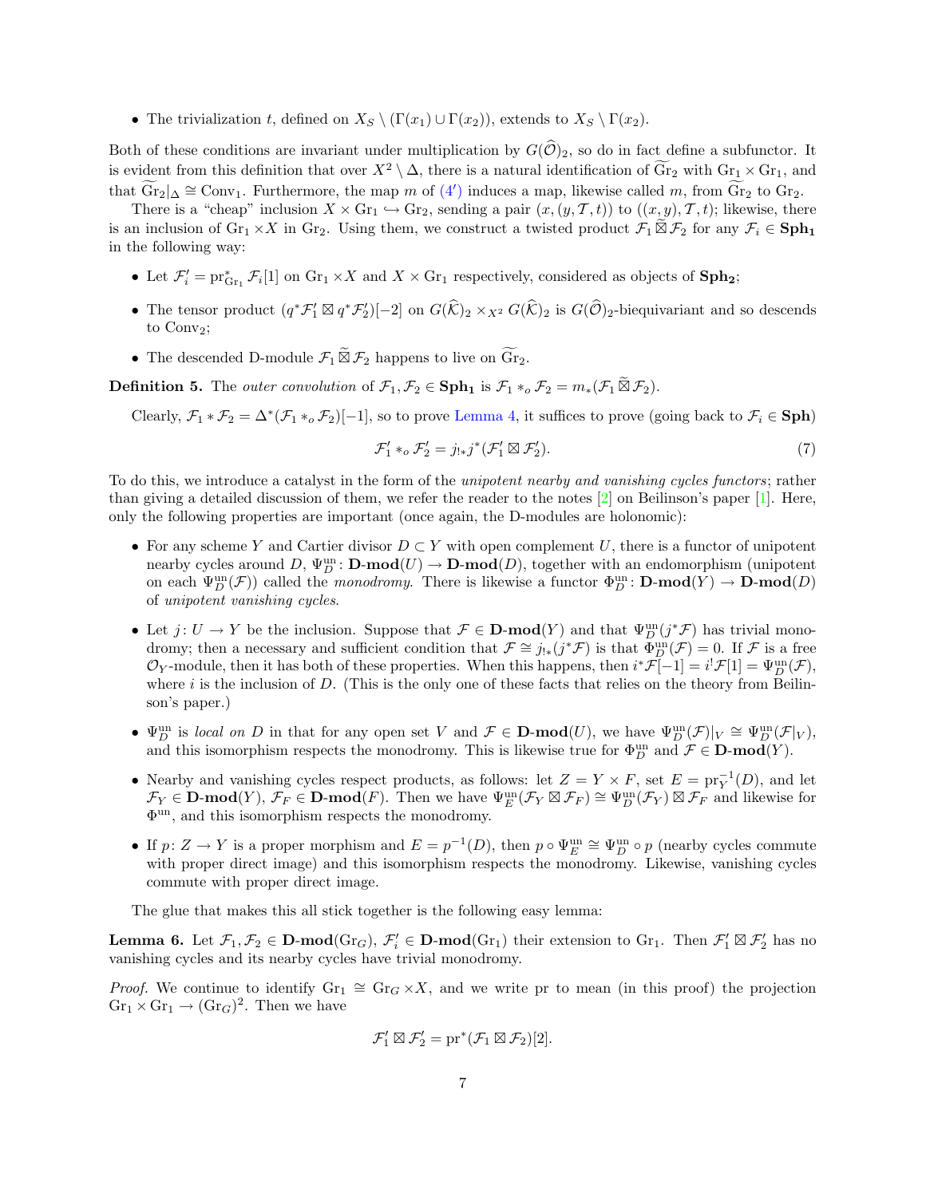- The trivialization $t$, defined on $X_S \setminus (\Gamma(x_1) \cup \Gamma(x_2))$, extends to $X_S \setminus \Gamma(x_2)$.

Both of these conditions are invariant under multiplication by $G(\widehat{\mathcal{O}})_2$, so do in fact define a subfunctor. It is evident from this definition that over $X^2 \setminus \Delta$, there is a natural identification of $\widetilde{\mathrm{Gr}}_2$ with $\mathrm{Gr}_1 \times \mathrm{Gr}_1$, and that $\widetilde{\mathrm{Gr}}_2|_\Delta \cong \mathrm{Conv}_1$. Furthermore, the map $m$ of (4′) induces a map, likewise called $m$, from $\widetilde{\mathrm{Gr}}_2$ to $\mathrm{Gr}_2$.

There is a "cheap" inclusion $X \times \mathrm{Gr}_1 \hookrightarrow \mathrm{Gr}_2$, sending a pair $(x, (y, \mathcal{T}, t))$ to $((x, y), \mathcal{T}, t)$; likewise, there is an inclusion of $\mathrm{Gr}_1 \times X$ in $\mathrm{Gr}_2$. Using them, we construct a twisted product $\mathcal{F}_1 \mathbin{\widetilde{\boxtimes}} \mathcal{F}_2$ for any $\mathcal{F}_i \in \mathbf{Sph_1}$ in the following way:

- Let $\mathcal{F}_i' = \mathrm{pr}_{\mathrm{Gr}_1}^* \mathcal{F}_i[1]$ on $\mathrm{Gr}_1 \times X$ and $X \times \mathrm{Gr}_1$ respectively, considered as objects of $\mathbf{Sph_2}$;
- The tensor product $(q^* \mathcal{F}_1' \boxtimes q^* \mathcal{F}_2')[-2]$ on $G(\widehat{\mathcal{K}})_2 \times_{X^2} G(\widehat{\mathcal{K}})_2$ is $G(\widehat{\mathcal{O}})_2$-biequivariant and so descends to $\mathrm{Conv}_2$;
- The descended D-module $\mathcal{F}_1 \mathbin{\widetilde{\boxtimes}} \mathcal{F}_2$ happens to live on $\widetilde{\mathrm{Gr}}_2$.

**Definition 5.** The *outer convolution* of $\mathcal{F}_1, \mathcal{F}_2 \in \mathbf{Sph_1}$ is $\mathcal{F}_1 *_o \mathcal{F}_2 = m_*(\mathcal{F}_1 \mathbin{\widetilde{\boxtimes}} \mathcal{F}_2)$.

Clearly, $\mathcal{F}_1 * \mathcal{F}_2 = \Delta^*(\mathcal{F}_1 *_o \mathcal{F}_2)[-1]$, so to prove Lemma 4, it suffices to prove (going back to $\mathcal{F}_i \in \mathbf{Sph}$)

$$\mathcal{F}_1' *_o \mathcal{F}_2' = j_{!*} j^* (\mathcal{F}_1' \boxtimes \mathcal{F}_2'). \tag{7}$$

To do this, we introduce a catalyst in the form of the *unipotent nearby and vanishing cycles functors*; rather than giving a detailed discussion of them, we refer the reader to the notes [2] on Beilinson's paper [1]. Here, only the following properties are important (once again, the D-modules are holonomic):

- For any scheme $Y$ and Cartier divisor $D \subset Y$ with open complement $U$, there is a functor of unipotent nearby cycles around $D$, $\Psi_D^{\mathrm{un}} \colon \mathbf{D\text{-}mod}(U) \to \mathbf{D\text{-}mod}(D)$, together with an endomorphism (unipotent on each $\Psi_D^{\mathrm{un}}(\mathcal{F})$) called the *monodromy*. There is likewise a functor $\Phi_D^{\mathrm{un}} \colon \mathbf{D\text{-}mod}(Y) \to \mathbf{D\text{-}mod}(D)$ of *unipotent vanishing cycles*.
- Let $j \colon U \to Y$ be the inclusion. Suppose that $\mathcal{F} \in \mathbf{D\text{-}mod}(Y)$ and that $\Psi_D^{\mathrm{un}}(j^*\mathcal{F})$ has trivial monodromy; then a necessary and sufficient condition that $\mathcal{F} \cong j_{!*}(j^*\mathcal{F})$ is that $\Phi_D^{\mathrm{un}}(\mathcal{F}) = 0$. If $\mathcal{F}$ is a free $\mathcal{O}_Y$-module, then it has both of these properties. When this happens, then $i^*\mathcal{F}[-1] = i^!\mathcal{F}[1] = \Psi_D^{\mathrm{un}}(\mathcal{F})$, where $i$ is the inclusion of $D$. (This is the only one of these facts that relies on the theory from Beilinson's paper.)
- $\Psi_D^{\mathrm{un}}$ is *local on* $D$ in that for any open set $V$ and $\mathcal{F} \in \mathbf{D\text{-}mod}(U)$, we have $\Psi_D^{\mathrm{un}}(\mathcal{F})|_V \cong \Psi_D^{\mathrm{un}}(\mathcal{F}|_V)$, and this isomorphism respects the monodromy. This is likewise true for $\Phi_D^{\mathrm{un}}$ and $\mathcal{F} \in \mathbf{D\text{-}mod}(Y)$.
- Nearby and vanishing cycles respect products, as follows: let $Z = Y \times F$, set $E = \mathrm{pr}_Y^{-1}(D)$, and let $\mathcal{F}_Y \in \mathbf{D\text{-}mod}(Y)$, $\mathcal{F}_F \in \mathbf{D\text{-}mod}(F)$. Then we have $\Psi_E^{\mathrm{un}}(\mathcal{F}_Y \boxtimes \mathcal{F}_F) \cong \Psi_D^{\mathrm{un}}(\mathcal{F}_Y) \boxtimes \mathcal{F}_F$ and likewise for $\Phi^{\mathrm{un}}$, and this isomorphism respects the monodromy.
- If $p \colon Z \to Y$ is a proper morphism and $E = p^{-1}(D)$, then $p \circ \Psi_E^{\mathrm{un}} \cong \Psi_D^{\mathrm{un}} \circ p$ (nearby cycles commute with proper direct image) and this isomorphism respects the monodromy. Likewise, vanishing cycles commute with proper direct image.

The glue that makes this all stick together is the following easy lemma:

**Lemma 6.** Let $\mathcal{F}_1, \mathcal{F}_2 \in \mathbf{D\text{-}mod}(\mathrm{Gr}_G)$, $\mathcal{F}_i' \in \mathbf{D\text{-}mod}(\mathrm{Gr}_1)$ their extension to $\mathrm{Gr}_1$. Then $\mathcal{F}_1' \boxtimes \mathcal{F}_2'$ has no vanishing cycles and its nearby cycles have trivial monodromy.

*Proof.* We continue to identify $\mathrm{Gr}_1 \cong \mathrm{Gr}_G \times X$, and we write pr to mean (in this proof) the projection $\mathrm{Gr}_1 \times \mathrm{Gr}_1 \to (\mathrm{Gr}_G)^2$. Then we have

$$\mathcal{F}_1' \boxtimes \mathcal{F}_2' = \mathrm{pr}^*(\mathcal{F}_1 \boxtimes \mathcal{F}_2)[2].$$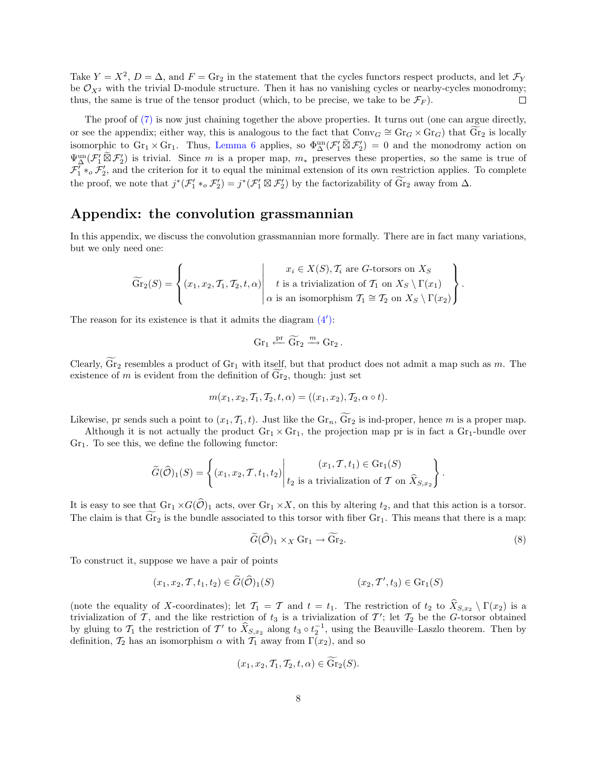Take $Y = X^2$, $D = \Delta$, and $F = \mathrm{Gr}_2$ in the statement that the cycles functors respect products, and let $\mathcal{F}_Y$ be $\mathcal{O}_{X^2}$ with the trivial D-module structure. Then it has no vanishing cycles or nearby-cycles monodromy; thus, the same is true of the tensor product (which, to be precise, we take to be $\mathcal{F}_F$). $\square$

The proof of (7) is now just chaining together the above properties. It turns out (one can argue directly, or see the appendix; either way, this is analogous to the fact that $\mathrm{Conv}_G \cong \mathrm{Gr}_G \times \mathrm{Gr}_G$) that $\widetilde{\mathrm{Gr}}_2$ is locally isomorphic to $\mathrm{Gr}_1 \times \mathrm{Gr}_1$. Thus, Lemma 6 applies, so $\Phi^{\mathrm{un}}_\Delta(\mathcal{F}'_1 \mathbin{\widetilde{\boxtimes}} \mathcal{F}'_2) = 0$ and the monodromy action on $\Psi^{\mathrm{un}}_\Delta(\mathcal{F}'_1 \mathbin{\widetilde{\boxtimes}} \mathcal{F}'_2)$ is trivial. Since $m$ is a proper map, $m_*$ preserves these properties, so the same is true of $\mathcal{F}'_1 *_o \mathcal{F}'_2$, and the criterion for it to equal the minimal extension of its own restriction applies. To complete the proof, we note that $j^*(\mathcal{F}'_1 *_o \mathcal{F}'_2) = j^*(\mathcal{F}'_1 \boxtimes \mathcal{F}'_2)$ by the factorizability of $\widetilde{\mathrm{Gr}}_2$ away from $\Delta$.

## Appendix: the convolution grassmannian

In this appendix, we discuss the convolution grassmannian more formally. There are in fact many variations, but we only need one:

$$\widetilde{\mathrm{Gr}}_2(S) = \left\{ (x_1, x_2, \mathcal{T}_1, \mathcal{T}_2, t, \alpha) \;\middle|\; \begin{array}{c} x_i \in X(S), \mathcal{T}_i \text{ are } G\text{-torsors on } X_S \\ t \text{ is a trivialization of } \mathcal{T}_1 \text{ on } X_S \setminus \Gamma(x_1) \\ \alpha \text{ is an isomorphism } \mathcal{T}_1 \cong \mathcal{T}_2 \text{ on } X_S \setminus \Gamma(x_2) \end{array} \right\}.$$

The reason for its existence is that it admits the diagram (4′):

$$\mathrm{Gr}_1 \xleftarrow{\mathrm{pr}} \widetilde{\mathrm{Gr}}_2 \xrightarrow{m} \mathrm{Gr}_2.$$

Clearly, $\widetilde{\mathrm{Gr}}_2$ resembles a product of $\mathrm{Gr}_1$ with itself, but that product does not admit a map such as $m$. The existence of $m$ is evident from the definition of $\widetilde{\mathrm{Gr}}_2$, though: just set

$$m(x_1, x_2, \mathcal{T}_1, \mathcal{T}_2, t, \alpha) = ((x_1, x_2), \mathcal{T}_2, \alpha \circ t).$$

Likewise, pr sends such a point to $(x_1, \mathcal{T}_1, t)$. Just like the $\mathrm{Gr}_n$, $\widetilde{\mathrm{Gr}}_2$ is ind-proper, hence $m$ is a proper map.

Although it is not actually the product $\mathrm{Gr}_1 \times \mathrm{Gr}_1$, the projection map pr is in fact a $\mathrm{Gr}_1$-bundle over $\mathrm{Gr}_1$. To see this, we define the following functor:

$$\widetilde{G}(\widehat{\mathcal{O}})_1(S) = \left\{ (x_1, x_2, \mathcal{T}, t_1, t_2) \;\middle|\; \begin{array}{c} (x_1, \mathcal{T}, t_1) \in \mathrm{Gr}_1(S) \\ t_2 \text{ is a trivialization of } \mathcal{T} \text{ on } \widehat{X}_{S,x_2} \end{array} \right\}.$$

It is easy to see that $\mathrm{Gr}_1 \times G(\widehat{\mathcal{O}})_1$ acts, over $\mathrm{Gr}_1 \times X$, on this by altering $t_2$, and that this action is a torsor. The claim is that $\widetilde{\mathrm{Gr}}_2$ is the bundle associated to this torsor with fiber $\mathrm{Gr}_1$. This means that there is a map:

$$\widetilde{G}(\widehat{\mathcal{O}})_1 \times_X \mathrm{Gr}_1 \to \widetilde{\mathrm{Gr}}_2. \tag{8}$$

To construct it, suppose we have a pair of points

$$(x_1, x_2, \mathcal{T}, t_1, t_2) \in \widetilde{G}(\widehat{\mathcal{O}})_1(S) \qquad\qquad (x_2, \mathcal{T}', t_3) \in \mathrm{Gr}_1(S)$$

(note the equality of $X$-coordinates); let $\mathcal{T}_1 = \mathcal{T}$ and $t = t_1$. The restriction of $t_2$ to $\widehat{X}_{S,x_2} \setminus \Gamma(x_2)$ is a trivialization of $\mathcal{T}$, and the like restriction of $t_3$ is a trivialization of $\mathcal{T}'$; let $\mathcal{T}_2$ be the $G$-torsor obtained by gluing to $\mathcal{T}_1$ the restriction of $\mathcal{T}'$ to $\widehat{X}_{S,x_2}$ along $t_3 \circ t_2^{-1}$, using the Beauville–Laszlo theorem. Then by definition, $\mathcal{T}_2$ has an isomorphism $\alpha$ with $\mathcal{T}_1$ away from $\Gamma(x_2)$, and so

$$(x_1, x_2, \mathcal{T}_1, \mathcal{T}_2, t, \alpha) \in \widetilde{\mathrm{Gr}}_2(S).$$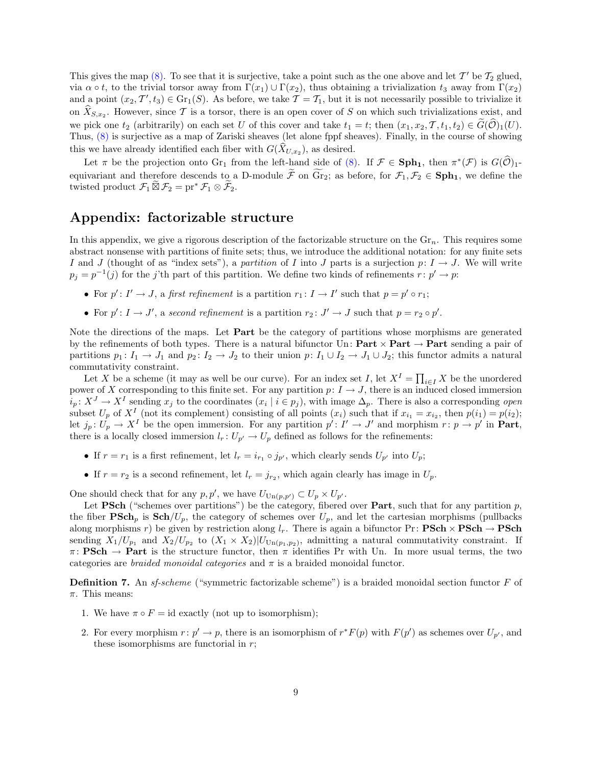This gives the map (8). To see that it is surjective, take a point such as the one above and let $\mathcal{T}'$ be $\mathcal{T}_2$ glued, via $\alpha \circ t$, to the trivial torsor away from $\Gamma(x_1) \cup \Gamma(x_2)$, thus obtaining a trivialization $t_3$ away from $\Gamma(x_2)$ and a point $(x_2, \mathcal{T}', t_3) \in \mathrm{Gr}_1(S)$. As before, we take $\mathcal{T} = \mathcal{T}_1$, but it is not necessarily possible to trivialize it on $\widehat{X}_{S,x_2}$. However, since $\mathcal{T}$ is a torsor, there is an open cover of $S$ on which such trivializations exist, and we pick one $t_2$ (arbitrarily) on each set $U$ of this cover and take $t_1 = t$; then $(x_1, x_2, \mathcal{T}, t_1, t_2) \in \widetilde{G}(\widehat{\mathcal{O}})_1(U)$. Thus, (8) is surjective as a map of Zariski sheaves (let alone fppf sheaves). Finally, in the course of showing this we have already identified each fiber with $G(\widehat{X}_{U,x_2})$, as desired.

Let $\pi$ be the projection onto $\mathrm{Gr}_1$ from the left-hand side of (8). If $\mathcal{F} \in \mathbf{Sph_1}$, then $\pi^*(\mathcal{F})$ is $G(\widehat{\mathcal{O}})_1$-equivariant and therefore descends to a D-module $\widetilde{\mathcal{F}}$ on $\widetilde{\mathrm{Gr}}_2$; as before, for $\mathcal{F}_1, \mathcal{F}_2 \in \mathbf{Sph_1}$, we define the twisted product $\mathcal{F}_1 \widetilde{\boxtimes} \mathcal{F}_2 = \mathrm{pr}^* \mathcal{F}_1 \otimes \widetilde{\mathcal{F}}_2$.

## Appendix: factorizable structure

In this appendix, we give a rigorous description of the factorizable structure on the $\mathrm{Gr}_n$. This requires some abstract nonsense with partitions of finite sets; thus, we introduce the additional notation: for any finite sets $I$ and $J$ (thought of as "index sets"), a *partition* of $I$ into $J$ parts is a surjection $p\colon I \to J$. We will write $p_j = p^{-1}(j)$ for the $j$'th part of this partition. We define two kinds of refinements $r\colon p' \to p$:

- For $p'\colon I' \to J$, a *first refinement* is a partition $r_1\colon I \to I'$ such that $p = p' \circ r_1$;
- For $p'\colon I \to J'$, a *second refinement* is a partition $r_2\colon J' \to J$ such that $p = r_2 \circ p'$.

Note the directions of the maps. Let **Part** be the category of partitions whose morphisms are generated by the refinements of both types. There is a natural bifunctor $\mathrm{Un}\colon \mathbf{Part} \times \mathbf{Part} \to \mathbf{Part}$ sending a pair of partitions $p_1\colon I_1 \to J_1$ and $p_2\colon I_2 \to J_2$ to their union $p\colon I_1 \cup I_2 \to J_1 \cup J_2$; this functor admits a natural commutativity constraint.

Let $X$ be a scheme (it may as well be our curve). For an index set $I$, let $X^I = \prod_{i \in I} X$ be the unordered power of $X$ corresponding to this finite set. For any partition $p\colon I \to J$, there is an induced closed immersion $i_p\colon X^J \to X^I$ sending $x_j$ to the coordinates $(x_i \mid i \in p_j)$, with image $\Delta_p$. There is also a corresponding *open* subset $U_p$ of $X^I$ (not its complement) consisting of all points $(x_i)$ such that if $x_{i_1} = x_{i_2}$, then $p(i_1) = p(i_2)$; let $j_p\colon U_p \to X^I$ be the open immersion. For any partition $p'\colon I' \to J'$ and morphism $r\colon p \to p'$ in **Part**, there is a locally closed immersion $l_r\colon U_{p'} \to U_p$ defined as follows for the refinements:

- If $r = r_1$ is a first refinement, let $l_r = i_{r_1} \circ j_{p'}$, which clearly sends $U_{p'}$ into $U_p$;
- If $r = r_2$ is a second refinement, let $l_r = j_{r_2}$, which again clearly has image in $U_p$.

One should check that for any $p, p'$, we have $U_{\mathrm{Un}(p,p')} \subset U_p \times U_{p'}$.

Let **PSch** ("schemes over partitions") be the category, fibered over **Part**, such that for any partition $p$, the fiber $\mathbf{PSch}_p$ is $\mathbf{Sch}/U_p$, the category of schemes over $U_p$, and let the cartesian morphisms (pullbacks along morphisms $r$) be given by restriction along $l_r$. There is again a bifunctor $\mathrm{Pr}\colon \mathbf{PSch} \times \mathbf{PSch} \to \mathbf{PSch}$ sending $X_1/U_{p_1}$ and $X_2/U_{p_2}$ to $(X_1 \times X_2)|U_{\mathrm{Un}(p_1,p_2)}$, admitting a natural commutativity constraint. If $\pi\colon \mathbf{PSch} \to \mathbf{Part}$ is the structure functor, then $\pi$ identifies Pr with Un. In more usual terms, the two categories are *braided monoidal categories* and $\pi$ is a braided monoidal functor.

**Definition 7.** An *sf-scheme* ("symmetric factorizable scheme") is a braided monoidal section functor $F$ of $\pi$. This means:

1. We have $\pi \circ F = \mathrm{id}$ exactly (not up to isomorphism);
2. For every morphism $r\colon p' \to p$, there is an isomorphism of $r^* F(p)$ with $F(p')$ as schemes over $U_{p'}$, and these isomorphisms are functorial in $r$;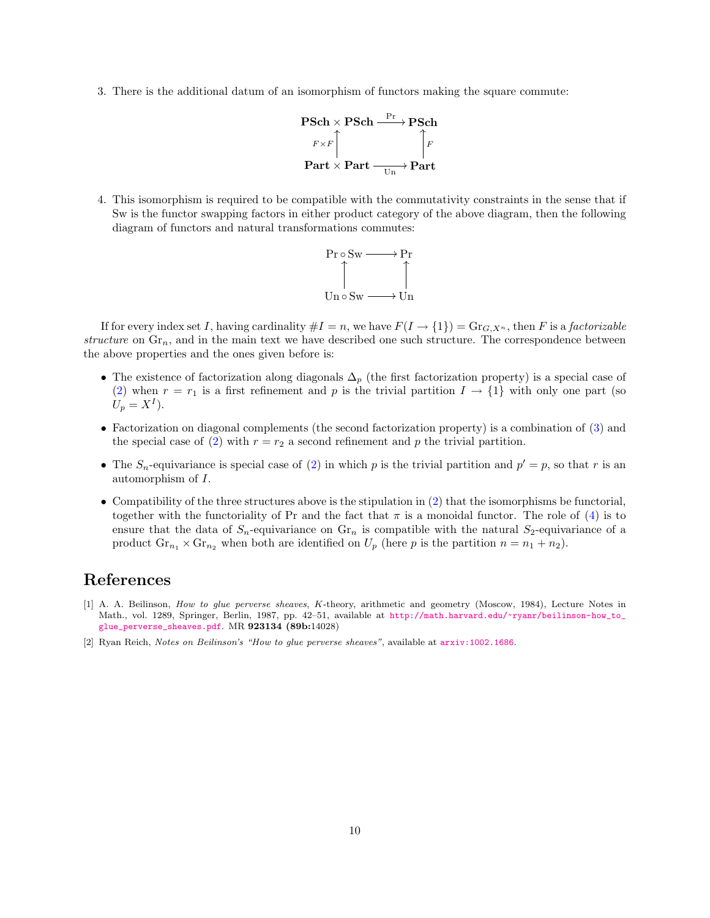3. There is the additional datum of an isomorphism of functors making the square commute:

$$\begin{array}{ccc} \mathbf{PSch} \times \mathbf{PSch} & \xrightarrow{\mathrm{Pr}} & \mathbf{PSch} \\ {\scriptstyle F \times F} \uparrow & & \uparrow {\scriptstyle F} \\ \mathbf{Part} \times \mathbf{Part} & \xrightarrow[\mathrm{Un}]{} & \mathbf{Part} \end{array}$$

4. This isomorphism is required to be compatible with the commutativity constraints in the sense that if Sw is the functor swapping factors in either product category of the above diagram, then the following diagram of functors and natural transformations commutes:

$$\begin{array}{ccc} \mathrm{Pr} \circ \mathrm{Sw} & \longrightarrow & \mathrm{Pr} \\ \uparrow & & \uparrow \\ \mathrm{Un} \circ \mathrm{Sw} & \longrightarrow & \mathrm{Un} \end{array}$$

If for every index set $I$, having cardinality $\#I = n$, we have $F(I \to \{1\}) = \mathrm{Gr}_{G,X^n}$, then $F$ is a *factorizable structure* on $\mathrm{Gr}_n$, and in the main text we have described one such structure. The correspondence between the above properties and the ones given before is:

- The existence of factorization along diagonals $\Delta_p$ (the first factorization property) is a special case of (2) when $r = r_1$ is a first refinement and $p$ is the trivial partition $I \to \{1\}$ with only one part (so $U_p = X^I$).
- Factorization on diagonal complements (the second factorization property) is a combination of (3) and the special case of (2) with $r = r_2$ a second refinement and $p$ the trivial partition.
- The $S_n$-equivariance is special case of (2) in which $p$ is the trivial partition and $p' = p$, so that $r$ is an automorphism of $I$.
- Compatibility of the three structures above is the stipulation in (2) that the isomorphisms be functorial, together with the functoriality of Pr and the fact that $\pi$ is a monoidal functor. The role of (4) is to ensure that the data of $S_n$-equivariance on $\mathrm{Gr}_n$ is compatible with the natural $S_2$-equivariance of a product $\mathrm{Gr}_{n_1} \times \mathrm{Gr}_{n_2}$ when both are identified on $U_p$ (here $p$ is the partition $n = n_1 + n_2$).

# References

[1] A. A. Beilinson, *How to glue perverse sheaves*, *K*-theory, arithmetic and geometry (Moscow, 1984), Lecture Notes in Math., vol. 1289, Springer, Berlin, 1987, pp. 42–51, available at http://math.harvard.edu/~ryanr/beilinson-how_to_glue_perverse_sheaves.pdf. MR **923134 (89b:**14028)

[2] Ryan Reich, *Notes on Beilinson's "How to glue perverse sheaves"*, available at arxiv:1002.1686.